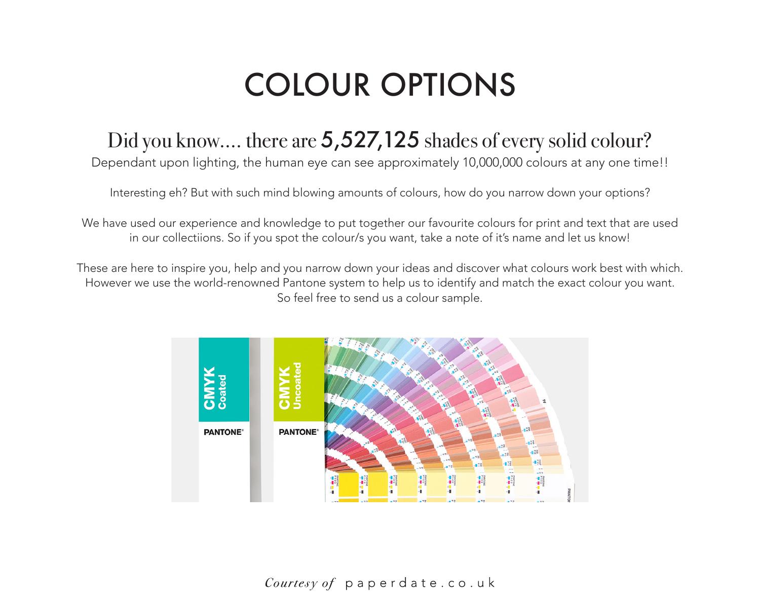# COLOUR OPTIONS

## Did you know.... there are **5,527,125** shades of every solid colour?

Dependant upon lighting, the human eye can see approximately 10,000,000 colours at any one time!!

Interesting eh? But with such mind blowing amounts of colours, how do you narrow down your options?

We have used our experience and knowledge to put together our favourite colours for print and text that are used in our collectiions. So if you spot the colour/s you want, take a note of it's name and let us know!

These are here to inspire you, help and you narrow down your ideas and discover what colours work best with which. However we use the world-renowned Pantone system to help us to identify and match the exact colour you want. So feel free to send us a colour sample.

*Courtesy of* paperdate.co.uk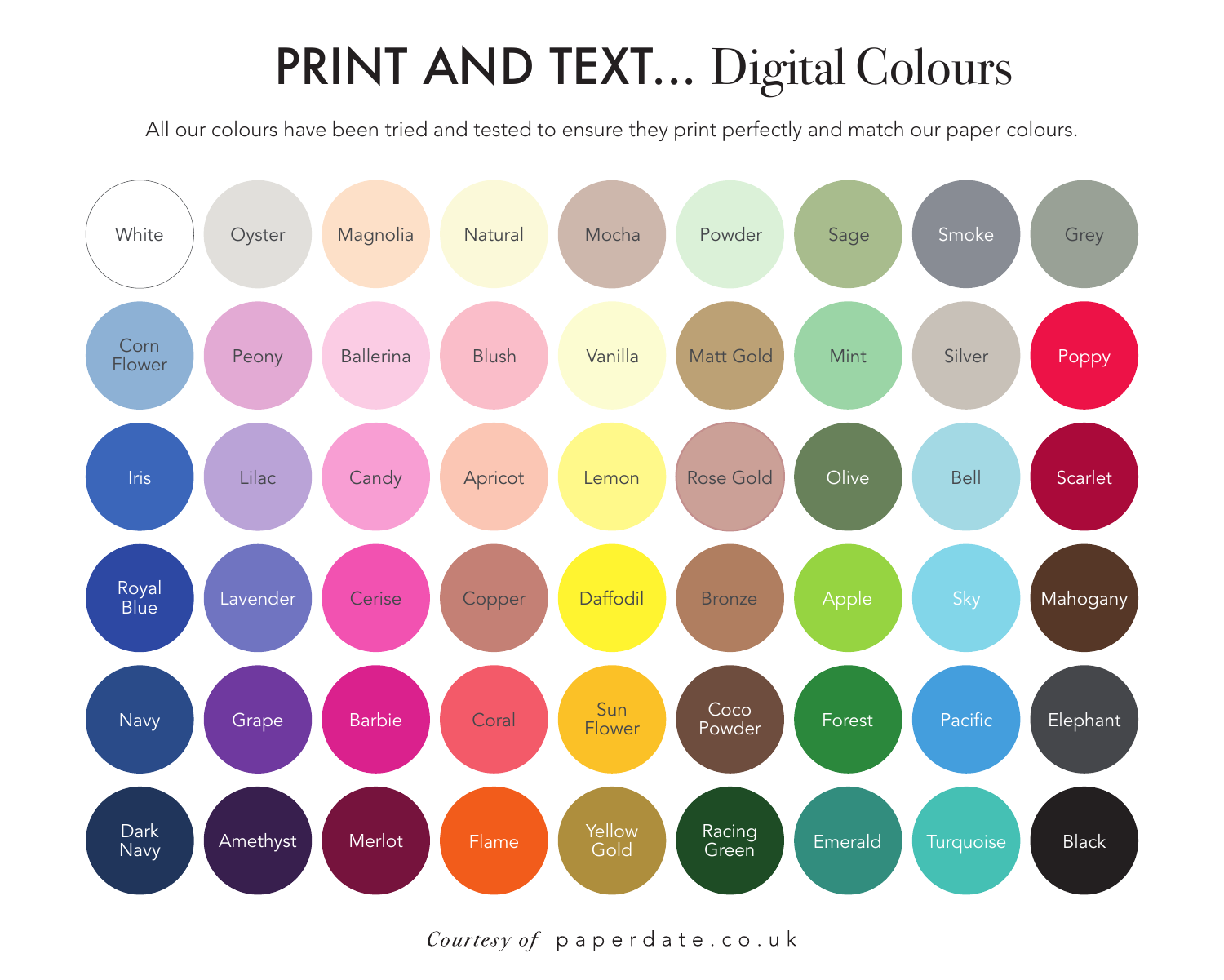# PRINT AND TEXT... Digital Colours

All our colours have been tried and tested to ensure they print perfectly and match our paper colours.

| | | | | | | | | |
|---|---|---|---|---|---|---|---|---|
| White | Oyster | Magnolia | Natural | Mocha | Powder | Sage | Smoke | Grey |
| Corn Flower | Peony | Ballerina | Blush | Vanilla | Matt Gold | Mint | Silver | Poppy |
| Iris | Lilac | Candy | Apricot | Lemon | Rose Gold | Olive | Bell | Scarlet |
| Royal Blue | Lavender | Cerise | Copper | Daffodil | Bronze | Apple | Sky | Mahogany |
| Navy | Grape | Barbie | Coral | Sun Flower | Coco Powder | Forest | Pacific | Elephant |
| Dark Navy | Amethyst | Merlot | Flame | Yellow Gold | Racing Green | Emerald | Turquoise | Black |

*Courtesy of* paperdate.co.uk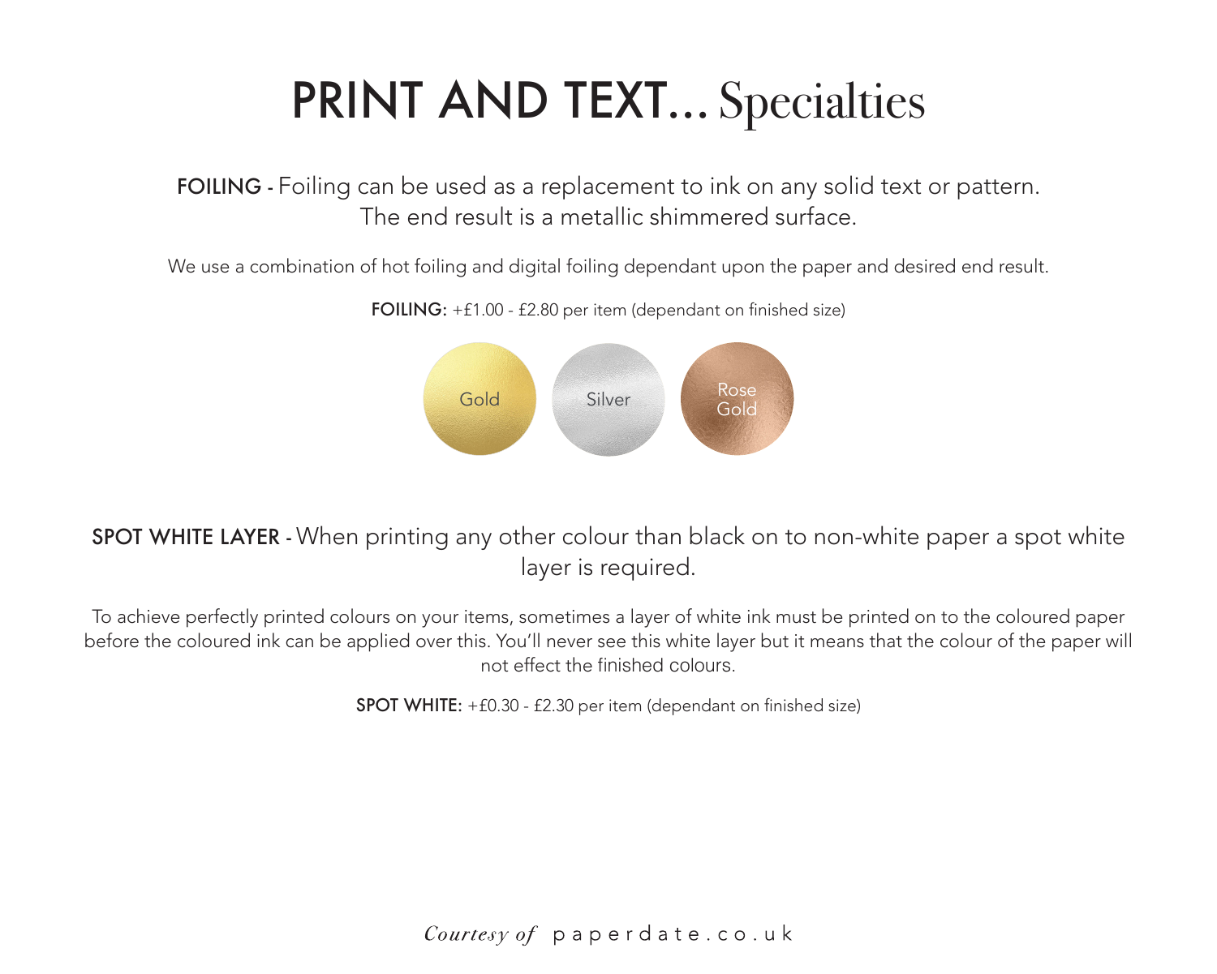# PRINT AND TEXT... Specialties

**FOILING** - Foiling can be used as a replacement to ink on any solid text or pattern. The end result is a metallic shimmered surface.

We use a combination of hot foiling and digital foiling dependant upon the paper and desired end result.

**FOILING:** +£1.00 - £2.80 per item (dependant on finished size)

Gold

Silver

Rose Gold

**SPOT WHITE LAYER** - When printing any other colour than black on to non-white paper a spot white layer is required.

To achieve perfectly printed colours on your items, sometimes a layer of white ink must be printed on to the coloured paper before the coloured ink can be applied over this. You'll never see this white layer but it means that the colour of the paper will not effect the finished colours.

**SPOT WHITE:** +£0.30 - £2.30 per item (dependant on finished size)

*Courtesy of* paperdate.co.uk